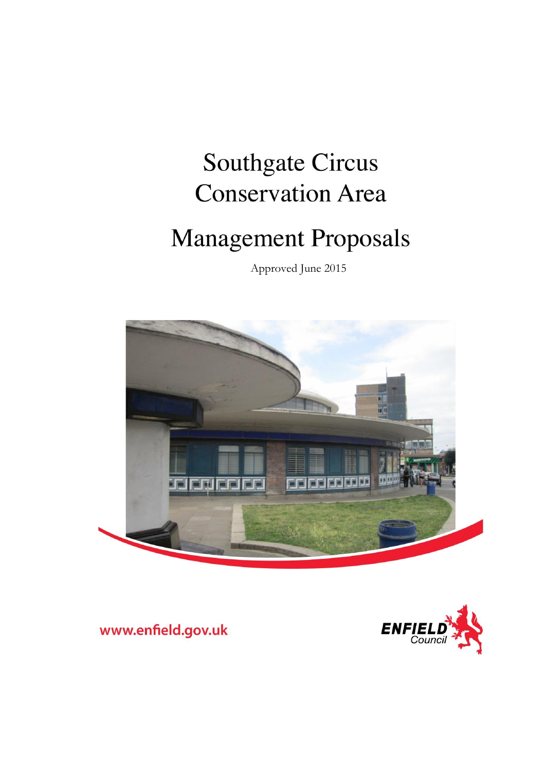# Southgate Circus Conservation Area

# Management Proposals

Approved June 2015

www.enfield.gov.uk

ENFIELD Council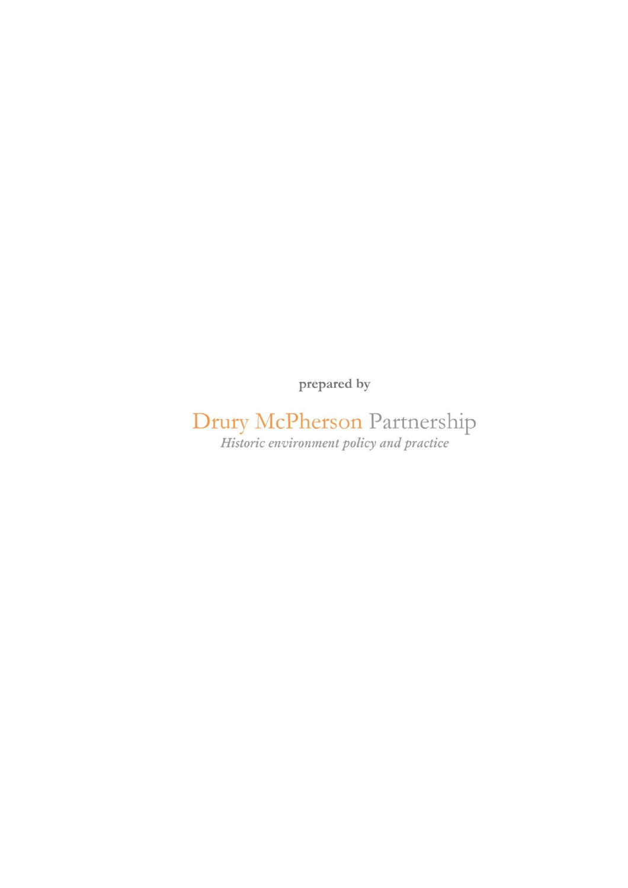**prepared by**

Drury McPherson Partnership

*Historic environment policy and practice*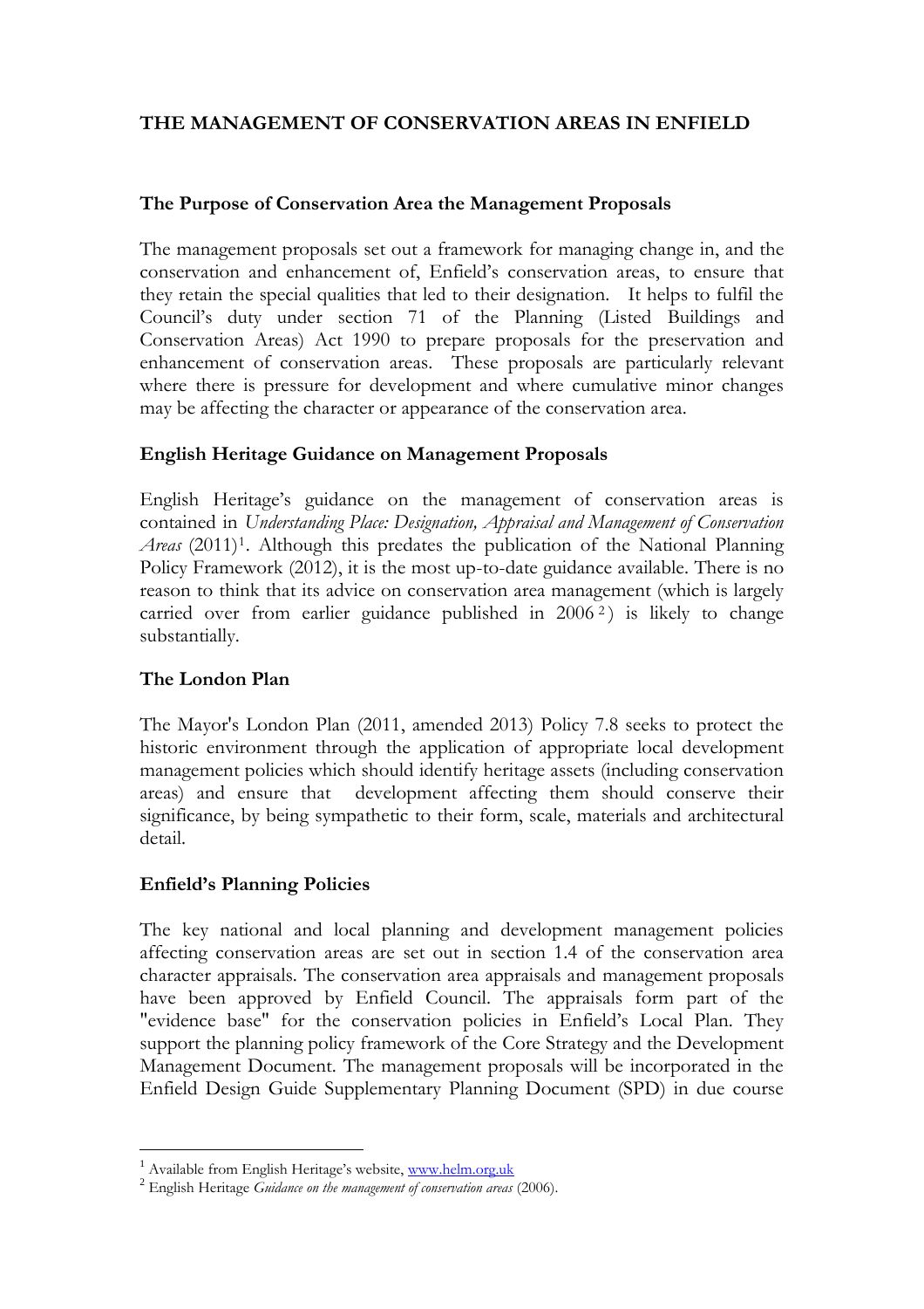## THE MANAGEMENT OF CONSERVATION AREAS IN ENFIELD

### The Purpose of Conservation Area the Management Proposals

The management proposals set out a framework for managing change in, and the conservation and enhancement of, Enfield's conservation areas, to ensure that they retain the special qualities that led to their designation. It helps to fulfil the Council's duty under section 71 of the Planning (Listed Buildings and Conservation Areas) Act 1990 to prepare proposals for the preservation and enhancement of conservation areas. These proposals are particularly relevant where there is pressure for development and where cumulative minor changes may be affecting the character or appearance of the conservation area.

### English Heritage Guidance on Management Proposals

English Heritage's guidance on the management of conservation areas is contained in *Understanding Place: Designation, Appraisal and Management of Conservation Areas* (2011)[1]. Although this predates the publication of the National Planning Policy Framework (2012), it is the most up-to-date guidance available. There is no reason to think that its advice on conservation area management (which is largely carried over from earlier guidance published in 2006[2]) is likely to change substantially.

### The London Plan

The Mayor's London Plan (2011, amended 2013) Policy 7.8 seeks to protect the historic environment through the application of appropriate local development management policies which should identify heritage assets (including conservation areas) and ensure that development affecting them should conserve their significance, by being sympathetic to their form, scale, materials and architectural detail.

### Enfield's Planning Policies

The key national and local planning and development management policies affecting conservation areas are set out in section 1.4 of the conservation area character appraisals. The conservation area appraisals and management proposals have been approved by Enfield Council. The appraisals form part of the "evidence base" for the conservation policies in Enfield's Local Plan. They support the planning policy framework of the Core Strategy and the Development Management Document. The management proposals will be incorporated in the Enfield Design Guide Supplementary Planning Document (SPD) in due course

---

[1] Available from English Heritage's website, www.helm.org.uk

[2] English Heritage *Guidance on the management of conservation areas* (2006).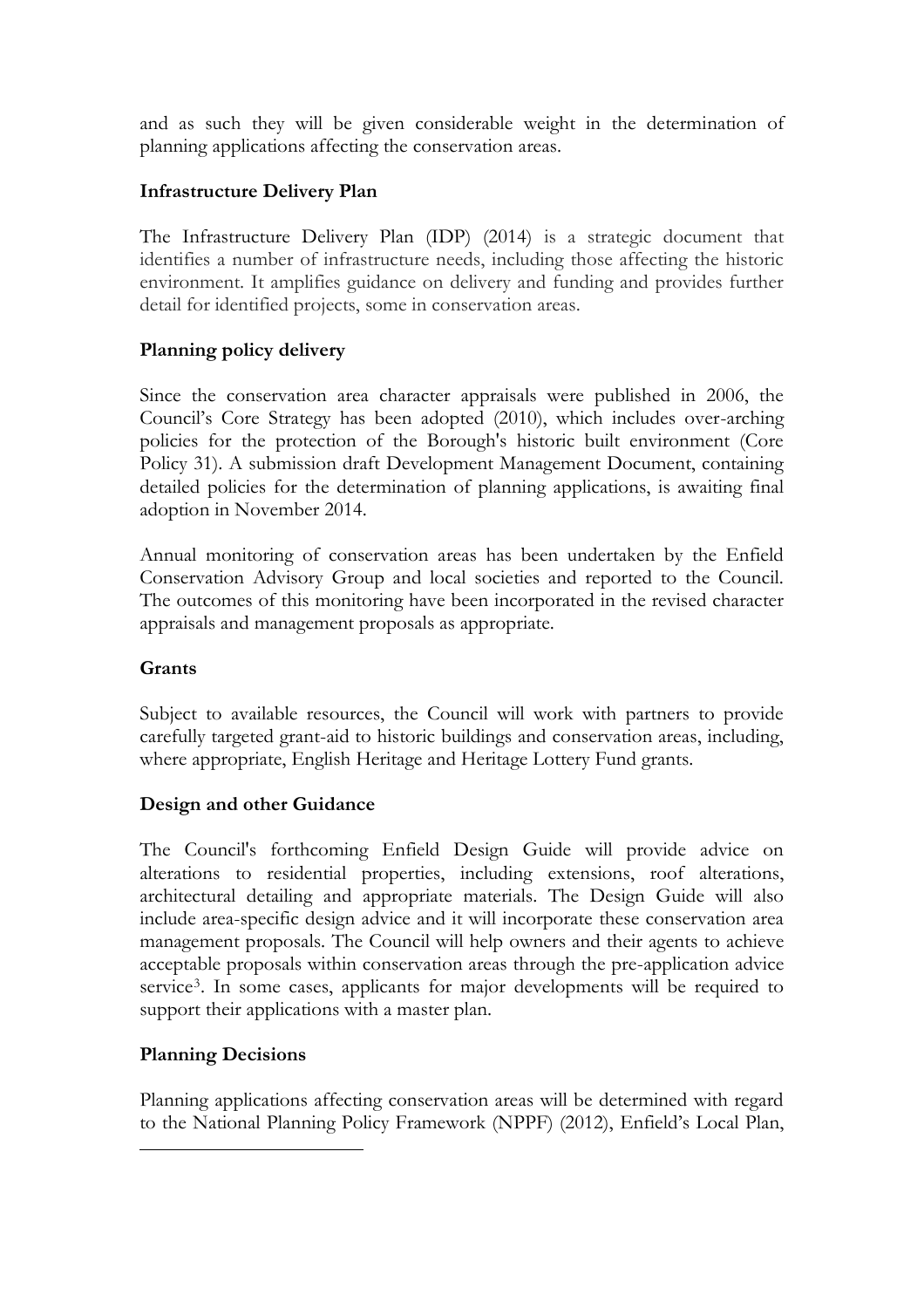and as such they will be given considerable weight in the determination of planning applications affecting the conservation areas.

**Infrastructure Delivery Plan**

The Infrastructure Delivery Plan (IDP) (2014) is a strategic document that identifies a number of infrastructure needs, including those affecting the historic environment. It amplifies guidance on delivery and funding and provides further detail for identified projects, some in conservation areas.

**Planning policy delivery**

Since the conservation area character appraisals were published in 2006, the Council's Core Strategy has been adopted (2010), which includes over-arching policies for the protection of the Borough's historic built environment (Core Policy 31). A submission draft Development Management Document, containing detailed policies for the determination of planning applications, is awaiting final adoption in November 2014.

Annual monitoring of conservation areas has been undertaken by the Enfield Conservation Advisory Group and local societies and reported to the Council. The outcomes of this monitoring have been incorporated in the revised character appraisals and management proposals as appropriate.

**Grants**

Subject to available resources, the Council will work with partners to provide carefully targeted grant-aid to historic buildings and conservation areas, including, where appropriate, English Heritage and Heritage Lottery Fund grants.

**Design and other Guidance**

The Council's forthcoming Enfield Design Guide will provide advice on alterations to residential properties, including extensions, roof alterations, architectural detailing and appropriate materials. The Design Guide will also include area-specific design advice and it will incorporate these conservation area management proposals. The Council will help owners and their agents to achieve acceptable proposals within conservation areas through the pre-application advice service[3]. In some cases, applicants for major developments will be required to support their applications with a master plan.

**Planning Decisions**

Planning applications affecting conservation areas will be determined with regard to the National Planning Policy Framework (NPPF) (2012), Enfield's Local Plan,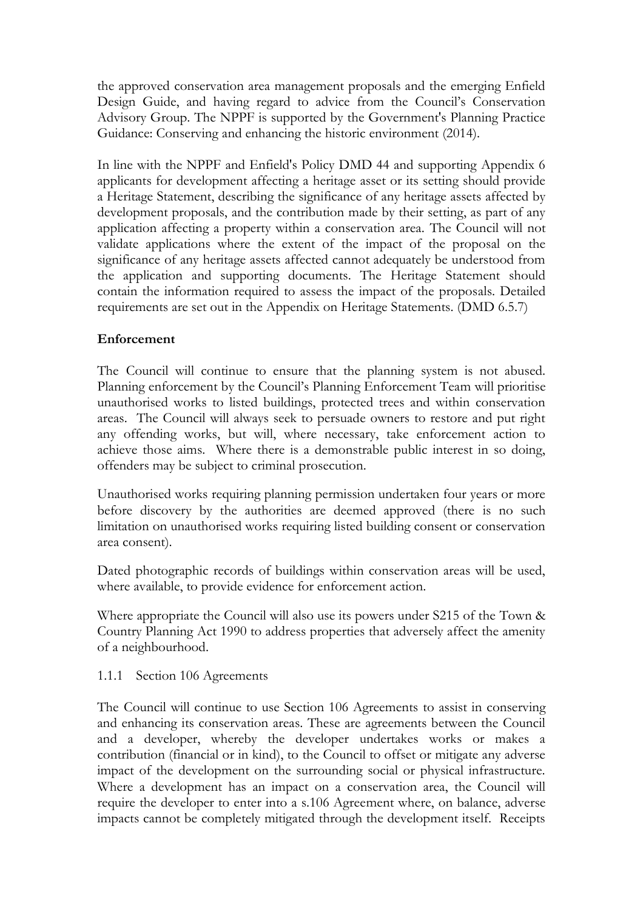the approved conservation area management proposals and the emerging Enfield Design Guide, and having regard to advice from the Council's Conservation Advisory Group. The NPPF is supported by the Government's Planning Practice Guidance: Conserving and enhancing the historic environment (2014).

In line with the NPPF and Enfield's Policy DMD 44 and supporting Appendix 6 applicants for development affecting a heritage asset or its setting should provide a Heritage Statement, describing the significance of any heritage assets affected by development proposals, and the contribution made by their setting, as part of any application affecting a property within a conservation area. The Council will not validate applications where the extent of the impact of the proposal on the significance of any heritage assets affected cannot adequately be understood from the application and supporting documents. The Heritage Statement should contain the information required to assess the impact of the proposals. Detailed requirements are set out in the Appendix on Heritage Statements. (DMD 6.5.7)

**Enforcement**

The Council will continue to ensure that the planning system is not abused. Planning enforcement by the Council's Planning Enforcement Team will prioritise unauthorised works to listed buildings, protected trees and within conservation areas. The Council will always seek to persuade owners to restore and put right any offending works, but will, where necessary, take enforcement action to achieve those aims. Where there is a demonstrable public interest in so doing, offenders may be subject to criminal prosecution.

Unauthorised works requiring planning permission undertaken four years or more before discovery by the authorities are deemed approved (there is no such limitation on unauthorised works requiring listed building consent or conservation area consent).

Dated photographic records of buildings within conservation areas will be used, where available, to provide evidence for enforcement action.

Where appropriate the Council will also use its powers under S215 of the Town & Country Planning Act 1990 to address properties that adversely affect the amenity of a neighbourhood.

### 1.1.1 Section 106 Agreements

The Council will continue to use Section 106 Agreements to assist in conserving and enhancing its conservation areas. These are agreements between the Council and a developer, whereby the developer undertakes works or makes a contribution (financial or in kind), to the Council to offset or mitigate any adverse impact of the development on the surrounding social or physical infrastructure. Where a development has an impact on a conservation area, the Council will require the developer to enter into a s.106 Agreement where, on balance, adverse impacts cannot be completely mitigated through the development itself. Receipts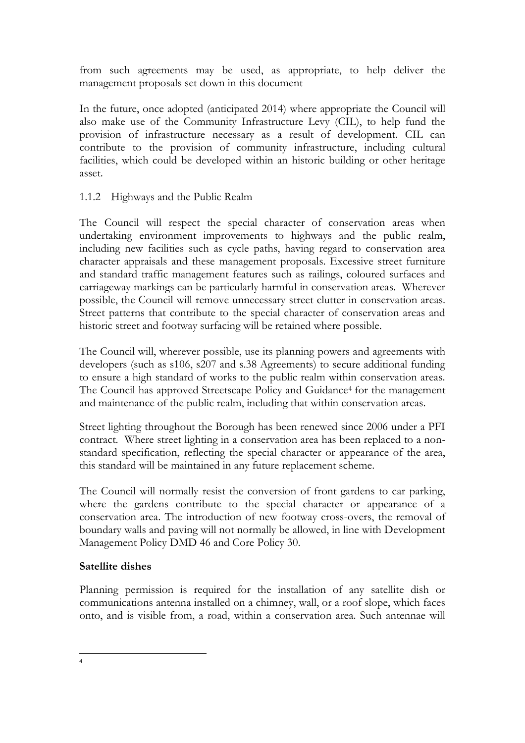from such agreements may be used, as appropriate, to help deliver the management proposals set down in this document

In the future, once adopted (anticipated 2014) where appropriate the Council will also make use of the Community Infrastructure Levy (CIL), to help fund the provision of infrastructure necessary as a result of development. CIL can contribute to the provision of community infrastructure, including cultural facilities, which could be developed within an historic building or other heritage asset.

### 1.1.2 Highways and the Public Realm

The Council will respect the special character of conservation areas when undertaking environment improvements to highways and the public realm, including new facilities such as cycle paths, having regard to conservation area character appraisals and these management proposals. Excessive street furniture and standard traffic management features such as railings, coloured surfaces and carriageway markings can be particularly harmful in conservation areas. Wherever possible, the Council will remove unnecessary street clutter in conservation areas. Street patterns that contribute to the special character of conservation areas and historic street and footway surfacing will be retained where possible.

The Council will, wherever possible, use its planning powers and agreements with developers (such as s106, s207 and s.38 Agreements) to secure additional funding to ensure a high standard of works to the public realm within conservation areas. The Council has approved Streetscape Policy and Guidance[4] for the management and maintenance of the public realm, including that within conservation areas.

Street lighting throughout the Borough has been renewed since 2006 under a PFI contract. Where street lighting in a conservation area has been replaced to a non-standard specification, reflecting the special character or appearance of the area, this standard will be maintained in any future replacement scheme.

The Council will normally resist the conversion of front gardens to car parking, where the gardens contribute to the special character or appearance of a conservation area. The introduction of new footway cross-overs, the removal of boundary walls and paving will not normally be allowed, in line with Development Management Policy DMD 46 and Core Policy 30.

**Satellite dishes**

Planning permission is required for the installation of any satellite dish or communications antenna installed on a chimney, wall, or a roof slope, which faces onto, and is visible from, a road, within a conservation area. Such antennae will

---

[4]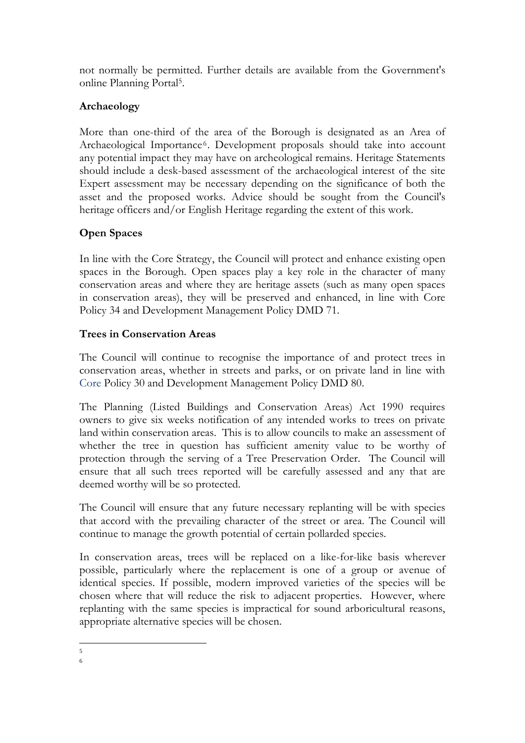not normally be permitted. Further details are available from the Government's online Planning Portal[5].

## Archaeology

More than one-third of the area of the Borough is designated as an Area of Archaeological Importance[6]. Development proposals should take into account any potential impact they may have on archeological remains. Heritage Statements should include a desk-based assessment of the archaeological interest of the site Expert assessment may be necessary depending on the significance of both the asset and the proposed works. Advice should be sought from the Council's heritage officers and/or English Heritage regarding the extent of this work.

## Open Spaces

In line with the Core Strategy, the Council will protect and enhance existing open spaces in the Borough. Open spaces play a key role in the character of many conservation areas and where they are heritage assets (such as many open spaces in conservation areas), they will be preserved and enhanced, in line with Core Policy 34 and Development Management Policy DMD 71.

## Trees in Conservation Areas

The Council will continue to recognise the importance of and protect trees in conservation areas, whether in streets and parks, or on private land in line with Core Policy 30 and Development Management Policy DMD 80.

The Planning (Listed Buildings and Conservation Areas) Act 1990 requires owners to give six weeks notification of any intended works to trees on private land within conservation areas. This is to allow councils to make an assessment of whether the tree in question has sufficient amenity value to be worthy of protection through the serving of a Tree Preservation Order. The Council will ensure that all such trees reported will be carefully assessed and any that are deemed worthy will be so protected.

The Council will ensure that any future necessary replanting will be with species that accord with the prevailing character of the street or area. The Council will continue to manage the growth potential of certain pollarded species.

In conservation areas, trees will be replaced on a like-for-like basis wherever possible, particularly where the replacement is one of a group or avenue of identical species. If possible, modern improved varieties of the species will be chosen where that will reduce the risk to adjacent properties. However, where replanting with the same species is impractical for sound arboricultural reasons, appropriate alternative species will be chosen.

[5]

[6]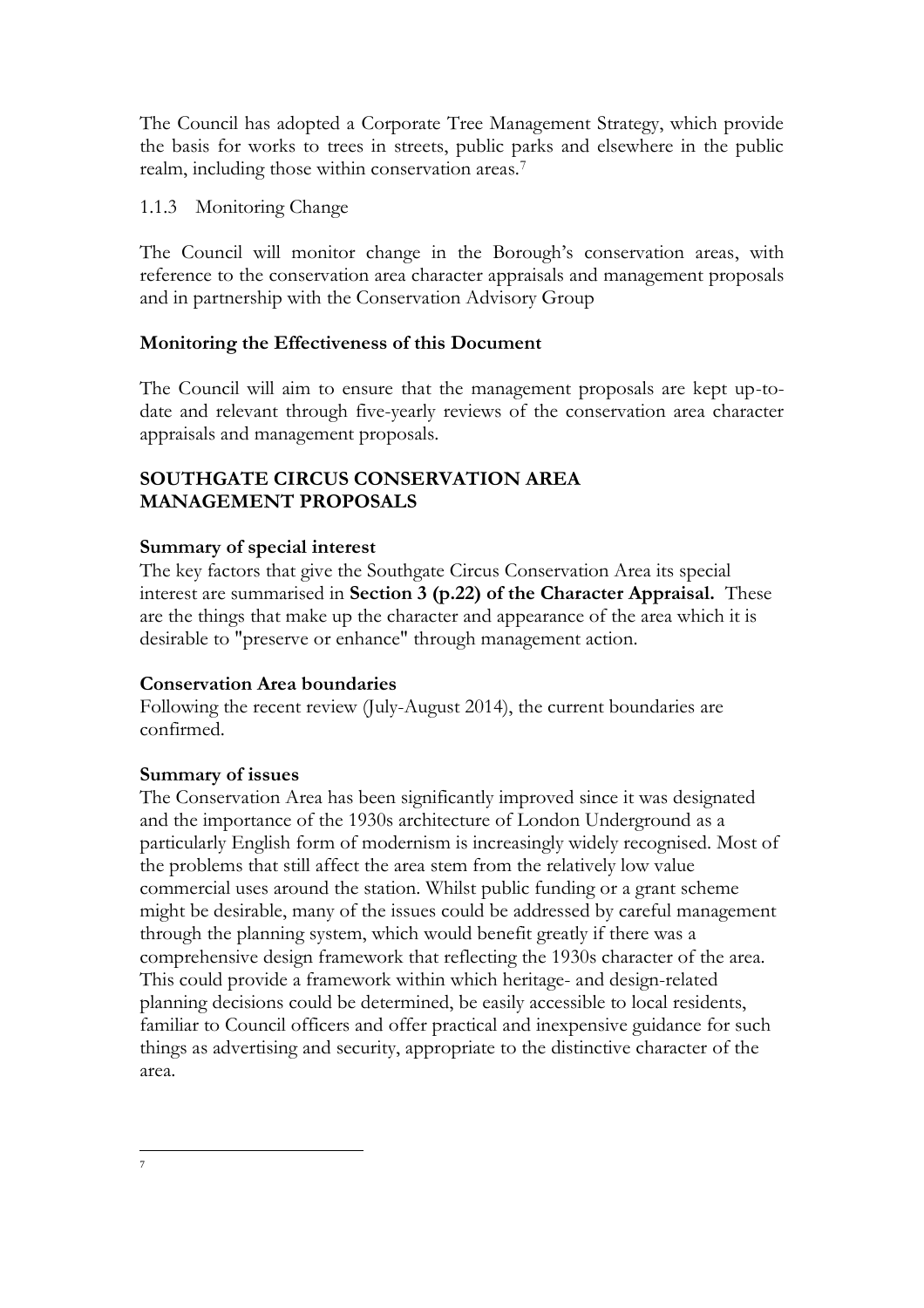The Council has adopted a Corporate Tree Management Strategy, which provide the basis for works to trees in streets, public parks and elsewhere in the public realm, including those within conservation areas.[7]

### 1.1.3 Monitoring Change

The Council will monitor change in the Borough's conservation areas, with reference to the conservation area character appraisals and management proposals and in partnership with the Conservation Advisory Group

**Monitoring the Effectiveness of this Document**

The Council will aim to ensure that the management proposals are kept up-to-date and relevant through five-yearly reviews of the conservation area character appraisals and management proposals.

## SOUTHGATE CIRCUS CONSERVATION AREA MANAGEMENT PROPOSALS

**Summary of special interest**

The key factors that give the Southgate Circus Conservation Area its special interest are summarised in **Section 3 (p.22) of the Character Appraisal.** These are the things that make up the character and appearance of the area which it is desirable to "preserve or enhance" through management action.

**Conservation Area boundaries**

Following the recent review (July-August 2014), the current boundaries are confirmed.

**Summary of issues**

The Conservation Area has been significantly improved since it was designated and the importance of the 1930s architecture of London Underground as a particularly English form of modernism is increasingly widely recognised. Most of the problems that still affect the area stem from the relatively low value commercial uses around the station. Whilst public funding or a grant scheme might be desirable, many of the issues could be addressed by careful management through the planning system, which would benefit greatly if there was a comprehensive design framework that reflecting the 1930s character of the area. This could provide a framework within which heritage- and design-related planning decisions could be determined, be easily accessible to local residents, familiar to Council officers and offer practical and inexpensive guidance for such things as advertising and security, appropriate to the distinctive character of the area.

---

[7]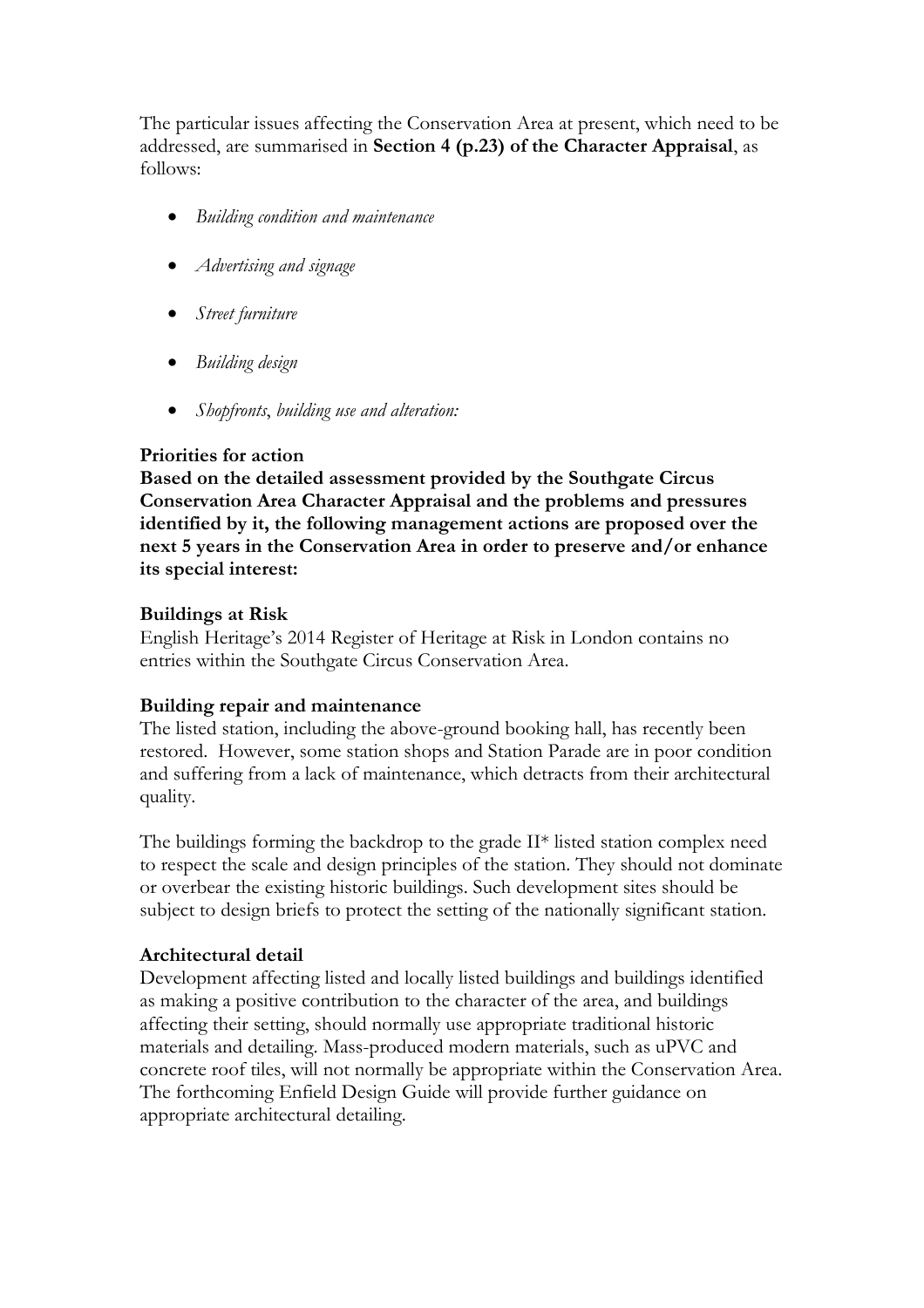The particular issues affecting the Conservation Area at present, which need to be addressed, are summarised in **Section 4 (p.23) of the Character Appraisal**, as follows:

- *Building condition and maintenance*
- *Advertising and signage*
- *Street furniture*
- *Building design*
- *Shopfronts, building use and alteration:*

**Priorities for action**

**Based on the detailed assessment provided by the Southgate Circus Conservation Area Character Appraisal and the problems and pressures identified by it, the following management actions are proposed over the next 5 years in the Conservation Area in order to preserve and/or enhance its special interest:**

**Buildings at Risk**

English Heritage's 2014 Register of Heritage at Risk in London contains no entries within the Southgate Circus Conservation Area.

**Building repair and maintenance**

The listed station, including the above-ground booking hall, has recently been restored. However, some station shops and Station Parade are in poor condition and suffering from a lack of maintenance, which detracts from their architectural quality.

The buildings forming the backdrop to the grade II* listed station complex need to respect the scale and design principles of the station. They should not dominate or overbear the existing historic buildings. Such development sites should be subject to design briefs to protect the setting of the nationally significant station.

**Architectural detail**

Development affecting listed and locally listed buildings and buildings identified as making a positive contribution to the character of the area, and buildings affecting their setting, should normally use appropriate traditional historic materials and detailing. Mass-produced modern materials, such as uPVC and concrete roof tiles, will not normally be appropriate within the Conservation Area. The forthcoming Enfield Design Guide will provide further guidance on appropriate architectural detailing.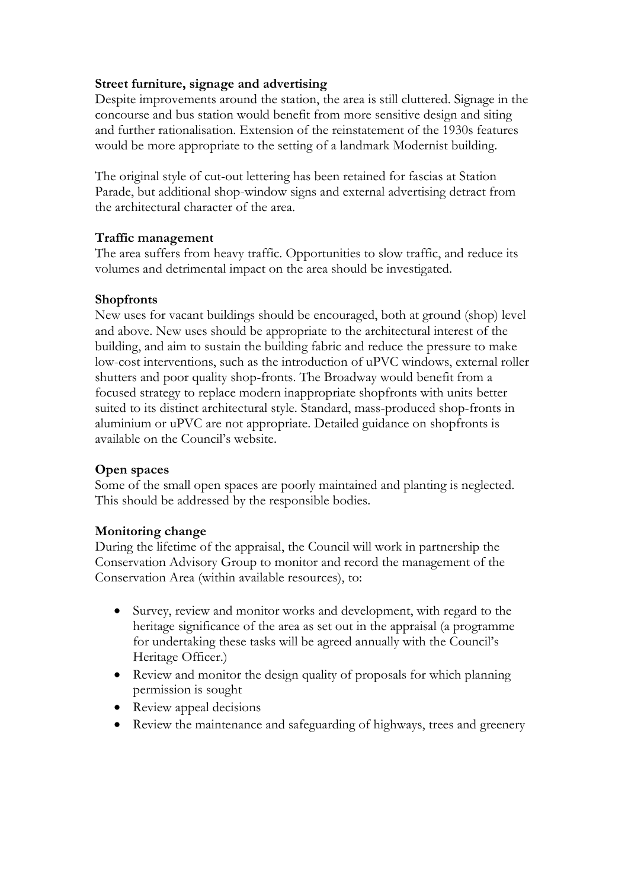**Street furniture, signage and advertising**
Despite improvements around the station, the area is still cluttered. Signage in the concourse and bus station would benefit from more sensitive design and siting and further rationalisation. Extension of the reinstatement of the 1930s features would be more appropriate to the setting of a landmark Modernist building.

The original style of cut-out lettering has been retained for fascias at Station Parade, but additional shop-window signs and external advertising detract from the architectural character of the area.

**Traffic management**
The area suffers from heavy traffic. Opportunities to slow traffic, and reduce its volumes and detrimental impact on the area should be investigated.

**Shopfronts**
New uses for vacant buildings should be encouraged, both at ground (shop) level and above. New uses should be appropriate to the architectural interest of the building, and aim to sustain the building fabric and reduce the pressure to make low-cost interventions, such as the introduction of uPVC windows, external roller shutters and poor quality shop-fronts. The Broadway would benefit from a focused strategy to replace modern inappropriate shopfronts with units better suited to its distinct architectural style. Standard, mass-produced shop-fronts in aluminium or uPVC are not appropriate. Detailed guidance on shopfronts is available on the Council's website.

**Open spaces**
Some of the small open spaces are poorly maintained and planting is neglected. This should be addressed by the responsible bodies.

**Monitoring change**
During the lifetime of the appraisal, the Council will work in partnership the Conservation Advisory Group to monitor and record the management of the Conservation Area (within available resources), to:

- Survey, review and monitor works and development, with regard to the heritage significance of the area as set out in the appraisal (a programme for undertaking these tasks will be agreed annually with the Council's Heritage Officer.)
- Review and monitor the design quality of proposals for which planning permission is sought
- Review appeal decisions
- Review the maintenance and safeguarding of highways, trees and greenery